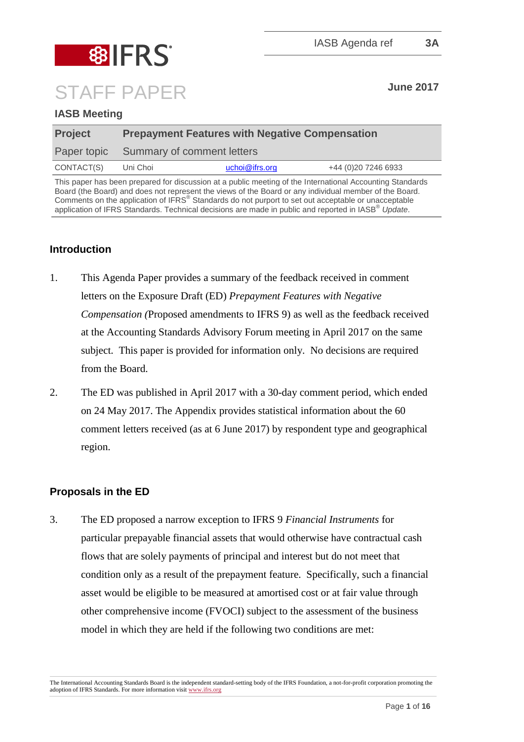IFRS

IASB Agenda ref **3A**

# STAFF PAPER

**June 2017**

**IASB Meeting**

| **Project** | **Prepayment Features with Negative Compensation** | | |
|---|---|---|---|
| Paper topic | Summary of comment letters | | |
| CONTACT(S) | Uni Choi | uchoi@ifrs.org | +44 (0)20 7246 6933 |

This paper has been prepared for discussion at a public meeting of the International Accounting Standards Board (the Board) and does not represent the views of the Board or any individual member of the Board. Comments on the application of IFRS® Standards do not purport to set out acceptable or unacceptable application of IFRS Standards. Technical decisions are made in public and reported in IASB® *Update*.

## Introduction

1. This Agenda Paper provides a summary of the feedback received in comment letters on the Exposure Draft (ED) *Prepayment Features with Negative Compensation (*Proposed amendments to IFRS 9) as well as the feedback received at the Accounting Standards Advisory Forum meeting in April 2017 on the same subject. This paper is provided for information only. No decisions are required from the Board.

2. The ED was published in April 2017 with a 30-day comment period, which ended on 24 May 2017. The Appendix provides statistical information about the 60 comment letters received (as at 6 June 2017) by respondent type and geographical region.

## Proposals in the ED

3. The ED proposed a narrow exception to IFRS 9 *Financial Instruments* for particular prepayable financial assets that would otherwise have contractual cash flows that are solely payments of principal and interest but do not meet that condition only as a result of the prepayment feature. Specifically, such a financial asset would be eligible to be measured at amortised cost or at fair value through other comprehensive income (FVOCI) subject to the assessment of the business model in which they are held if the following two conditions are met:

The International Accounting Standards Board is the independent standard-setting body of the IFRS Foundation, a not-for-profit corporation promoting the adoption of IFRS Standards. For more information visit www.ifrs.org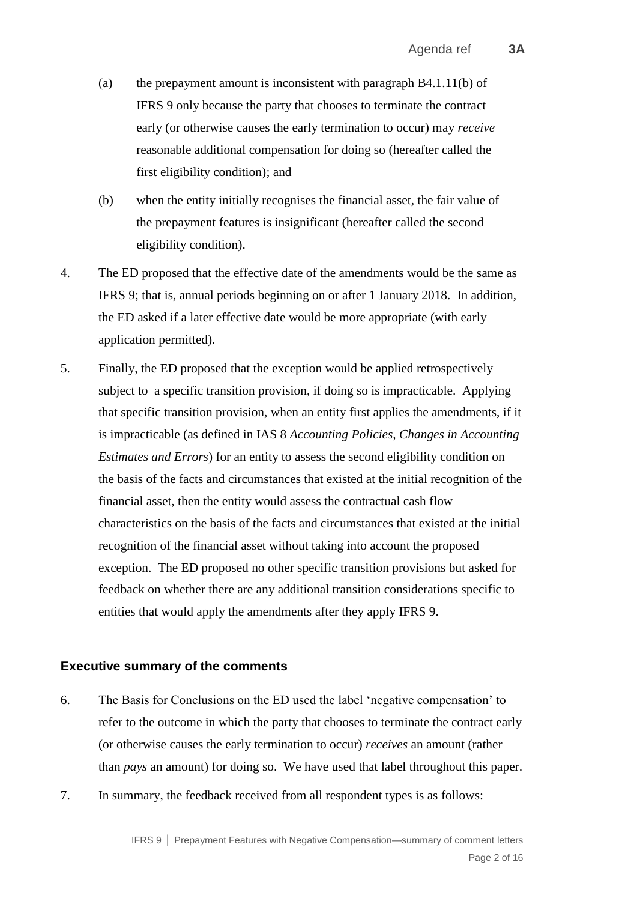(a) the prepayment amount is inconsistent with paragraph B4.1.11(b) of IFRS 9 only because the party that chooses to terminate the contract early (or otherwise causes the early termination to occur) may *receive* reasonable additional compensation for doing so (hereafter called the first eligibility condition); and

(b) when the entity initially recognises the financial asset, the fair value of the prepayment features is insignificant (hereafter called the second eligibility condition).

4. The ED proposed that the effective date of the amendments would be the same as IFRS 9; that is, annual periods beginning on or after 1 January 2018. In addition, the ED asked if a later effective date would be more appropriate (with early application permitted).

5. Finally, the ED proposed that the exception would be applied retrospectively subject to a specific transition provision, if doing so is impracticable. Applying that specific transition provision, when an entity first applies the amendments, if it is impracticable (as defined in IAS 8 *Accounting Policies, Changes in Accounting Estimates and Errors*) for an entity to assess the second eligibility condition on the basis of the facts and circumstances that existed at the initial recognition of the financial asset, then the entity would assess the contractual cash flow characteristics on the basis of the facts and circumstances that existed at the initial recognition of the financial asset without taking into account the proposed exception. The ED proposed no other specific transition provisions but asked for feedback on whether there are any additional transition considerations specific to entities that would apply the amendments after they apply IFRS 9.

## Executive summary of the comments

6. The Basis for Conclusions on the ED used the label 'negative compensation' to refer to the outcome in which the party that chooses to terminate the contract early (or otherwise causes the early termination to occur) *receives* an amount (rather than *pays* an amount) for doing so. We have used that label throughout this paper.

7. In summary, the feedback received from all respondent types is as follows: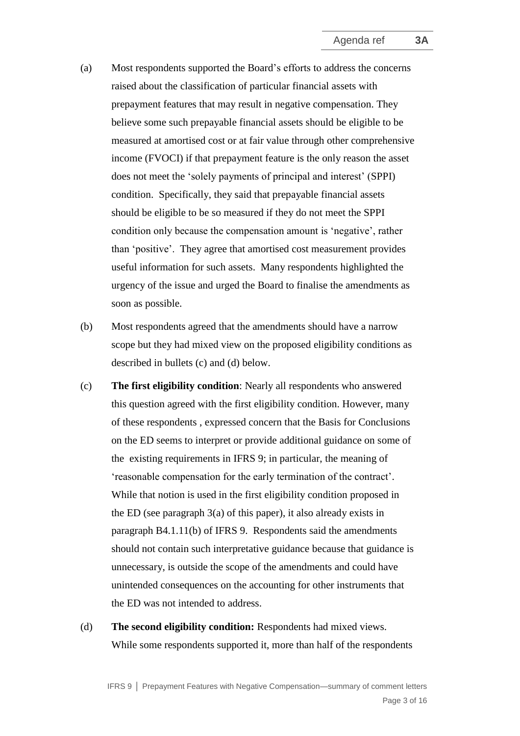(a) Most respondents supported the Board's efforts to address the concerns raised about the classification of particular financial assets with prepayment features that may result in negative compensation. They believe some such prepayable financial assets should be eligible to be measured at amortised cost or at fair value through other comprehensive income (FVOCI) if that prepayment feature is the only reason the asset does not meet the 'solely payments of principal and interest' (SPPI) condition. Specifically, they said that prepayable financial assets should be eligible to be so measured if they do not meet the SPPI condition only because the compensation amount is 'negative', rather than 'positive'. They agree that amortised cost measurement provides useful information for such assets. Many respondents highlighted the urgency of the issue and urged the Board to finalise the amendments as soon as possible.

(b) Most respondents agreed that the amendments should have a narrow scope but they had mixed view on the proposed eligibility conditions as described in bullets (c) and (d) below.

(c) **The first eligibility condition**: Nearly all respondents who answered this question agreed with the first eligibility condition. However, many of these respondents , expressed concern that the Basis for Conclusions on the ED seems to interpret or provide additional guidance on some of the existing requirements in IFRS 9; in particular, the meaning of 'reasonable compensation for the early termination of the contract'. While that notion is used in the first eligibility condition proposed in the ED (see paragraph 3(a) of this paper), it also already exists in paragraph B4.1.11(b) of IFRS 9. Respondents said the amendments should not contain such interpretative guidance because that guidance is unnecessary, is outside the scope of the amendments and could have unintended consequences on the accounting for other instruments that the ED was not intended to address.

(d) **The second eligibility condition:** Respondents had mixed views. While some respondents supported it, more than half of the respondents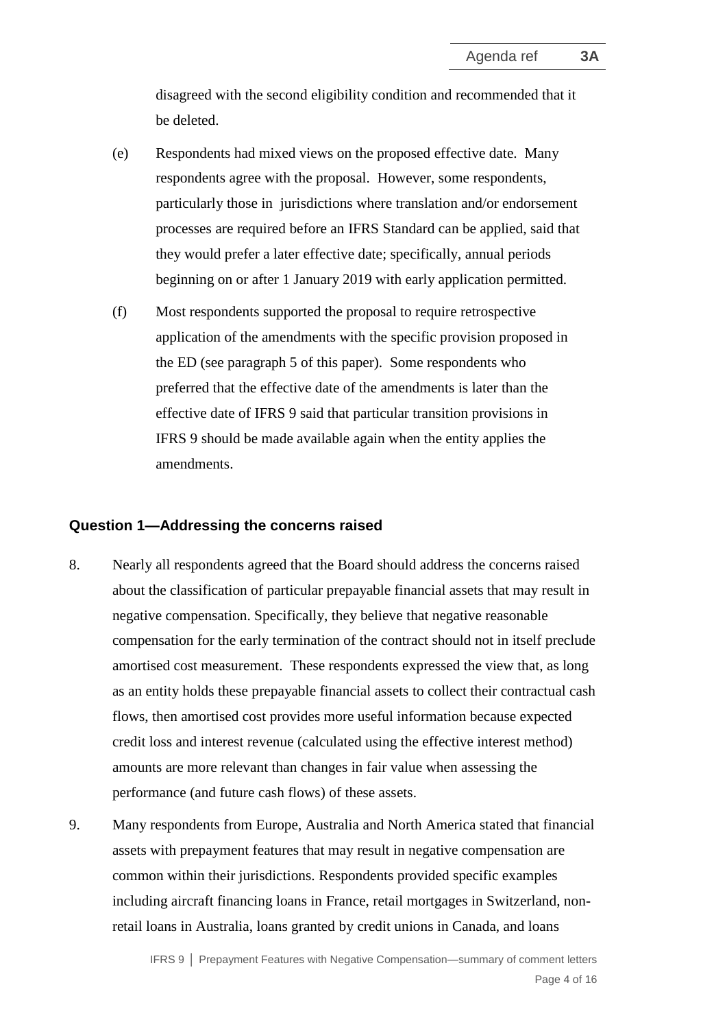disagreed with the second eligibility condition and recommended that it be deleted.

(e) Respondents had mixed views on the proposed effective date. Many respondents agree with the proposal. However, some respondents, particularly those in jurisdictions where translation and/or endorsement processes are required before an IFRS Standard can be applied, said that they would prefer a later effective date; specifically, annual periods beginning on or after 1 January 2019 with early application permitted.

(f) Most respondents supported the proposal to require retrospective application of the amendments with the specific provision proposed in the ED (see paragraph 5 of this paper). Some respondents who preferred that the effective date of the amendments is later than the effective date of IFRS 9 said that particular transition provisions in IFRS 9 should be made available again when the entity applies the amendments.

### Question 1—Addressing the concerns raised

8. Nearly all respondents agreed that the Board should address the concerns raised about the classification of particular prepayable financial assets that may result in negative compensation. Specifically, they believe that negative reasonable compensation for the early termination of the contract should not in itself preclude amortised cost measurement. These respondents expressed the view that, as long as an entity holds these prepayable financial assets to collect their contractual cash flows, then amortised cost provides more useful information because expected credit loss and interest revenue (calculated using the effective interest method) amounts are more relevant than changes in fair value when assessing the performance (and future cash flows) of these assets.

9. Many respondents from Europe, Australia and North America stated that financial assets with prepayment features that may result in negative compensation are common within their jurisdictions. Respondents provided specific examples including aircraft financing loans in France, retail mortgages in Switzerland, non-retail loans in Australia, loans granted by credit unions in Canada, and loans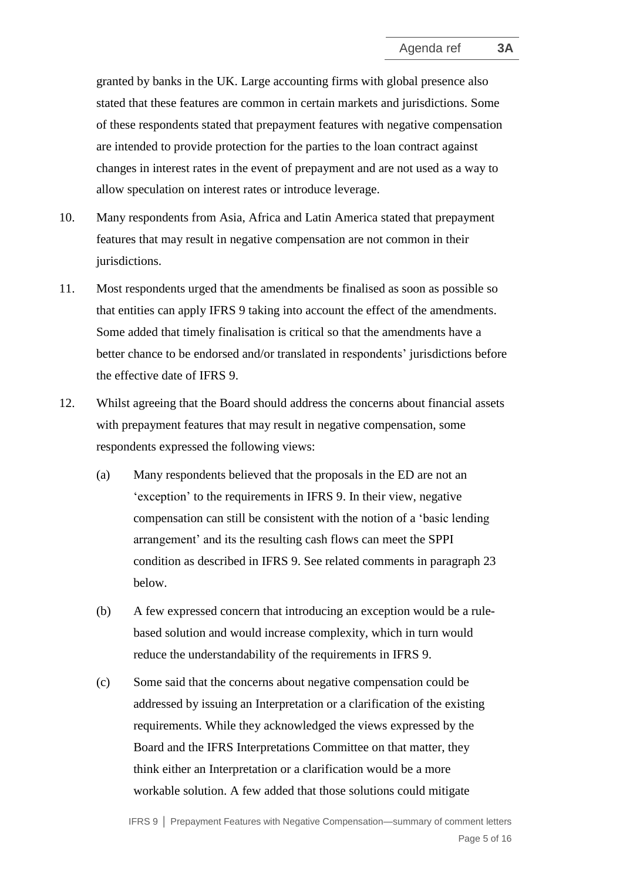granted by banks in the UK. Large accounting firms with global presence also stated that these features are common in certain markets and jurisdictions. Some of these respondents stated that prepayment features with negative compensation are intended to provide protection for the parties to the loan contract against changes in interest rates in the event of prepayment and are not used as a way to allow speculation on interest rates or introduce leverage.

10. Many respondents from Asia, Africa and Latin America stated that prepayment features that may result in negative compensation are not common in their jurisdictions.

11. Most respondents urged that the amendments be finalised as soon as possible so that entities can apply IFRS 9 taking into account the effect of the amendments. Some added that timely finalisation is critical so that the amendments have a better chance to be endorsed and/or translated in respondents' jurisdictions before the effective date of IFRS 9.

12. Whilst agreeing that the Board should address the concerns about financial assets with prepayment features that may result in negative compensation, some respondents expressed the following views:

    (a) Many respondents believed that the proposals in the ED are not an 'exception' to the requirements in IFRS 9. In their view, negative compensation can still be consistent with the notion of a 'basic lending arrangement' and its the resulting cash flows can meet the SPPI condition as described in IFRS 9. See related comments in paragraph 23 below.

    (b) A few expressed concern that introducing an exception would be a rule-based solution and would increase complexity, which in turn would reduce the understandability of the requirements in IFRS 9.

    (c) Some said that the concerns about negative compensation could be addressed by issuing an Interpretation or a clarification of the existing requirements. While they acknowledged the views expressed by the Board and the IFRS Interpretations Committee on that matter, they think either an Interpretation or a clarification would be a more workable solution. A few added that those solutions could mitigate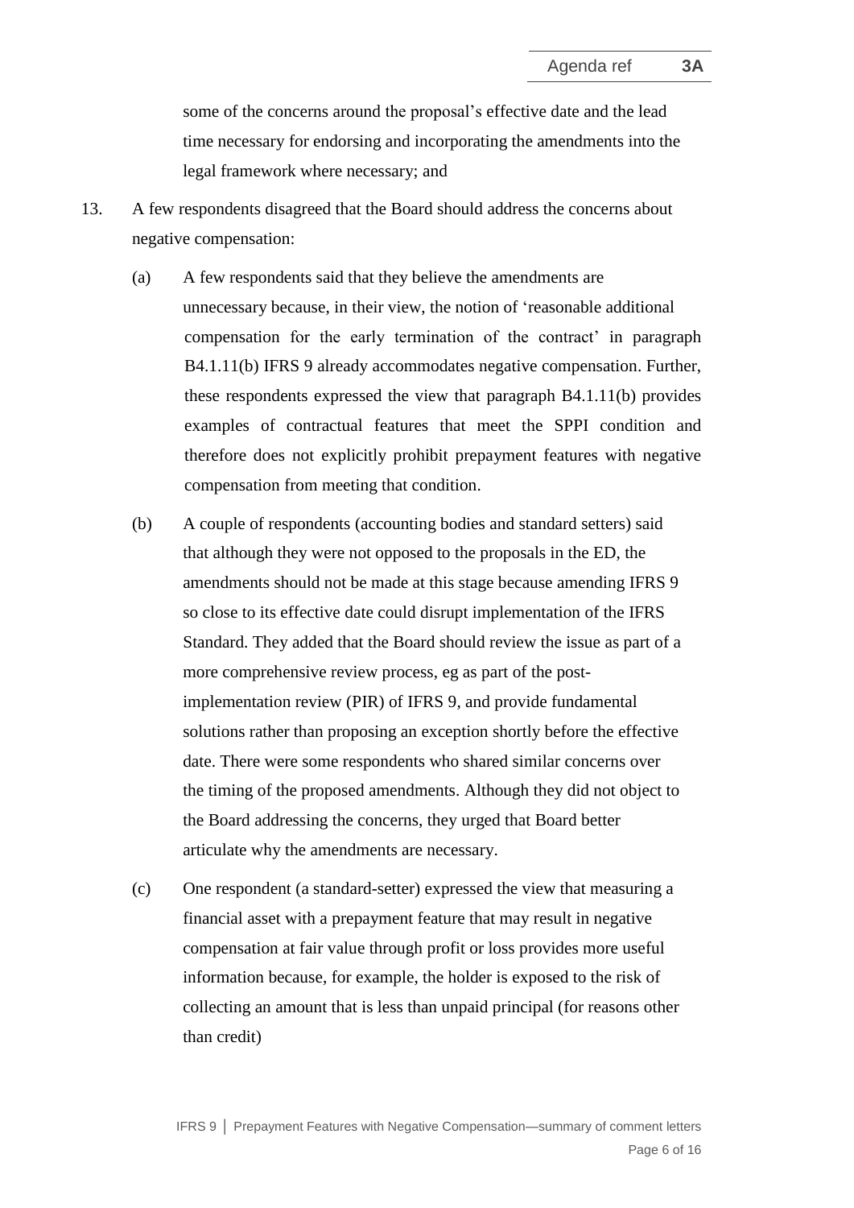some of the concerns around the proposal's effective date and the lead time necessary for endorsing and incorporating the amendments into the legal framework where necessary; and

13. A few respondents disagreed that the Board should address the concerns about negative compensation:

    (a) A few respondents said that they believe the amendments are unnecessary because, in their view, the notion of 'reasonable additional compensation for the early termination of the contract' in paragraph B4.1.11(b) IFRS 9 already accommodates negative compensation. Further, these respondents expressed the view that paragraph B4.1.11(b) provides examples of contractual features that meet the SPPI condition and therefore does not explicitly prohibit prepayment features with negative compensation from meeting that condition.

    (b) A couple of respondents (accounting bodies and standard setters) said that although they were not opposed to the proposals in the ED, the amendments should not be made at this stage because amending IFRS 9 so close to its effective date could disrupt implementation of the IFRS Standard. They added that the Board should review the issue as part of a more comprehensive review process, eg as part of the post-implementation review (PIR) of IFRS 9, and provide fundamental solutions rather than proposing an exception shortly before the effective date. There were some respondents who shared similar concerns over the timing of the proposed amendments. Although they did not object to the Board addressing the concerns, they urged that Board better articulate why the amendments are necessary.

    (c) One respondent (a standard-setter) expressed the view that measuring a financial asset with a prepayment feature that may result in negative compensation at fair value through profit or loss provides more useful information because, for example, the holder is exposed to the risk of collecting an amount that is less than unpaid principal (for reasons other than credit)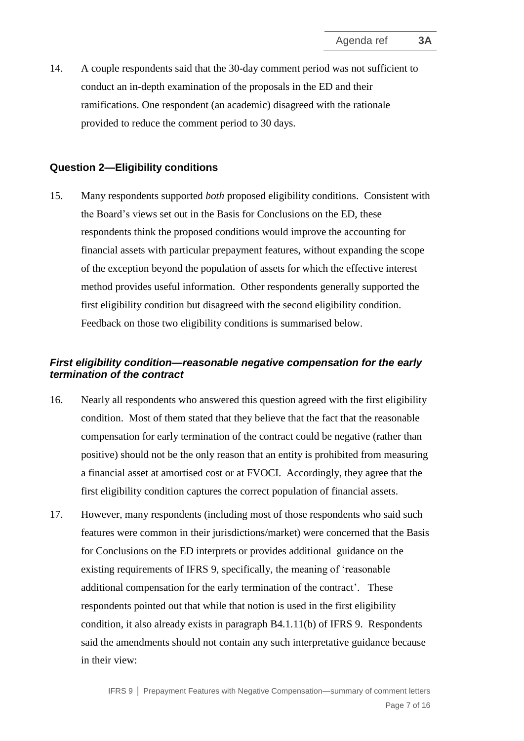14. A couple respondents said that the 30-day comment period was not sufficient to conduct an in-depth examination of the proposals in the ED and their ramifications. One respondent (an academic) disagreed with the rationale provided to reduce the comment period to 30 days.

### Question 2—Eligibility conditions

15. Many respondents supported *both* proposed eligibility conditions. Consistent with the Board's views set out in the Basis for Conclusions on the ED, these respondents think the proposed conditions would improve the accounting for financial assets with particular prepayment features, without expanding the scope of the exception beyond the population of assets for which the effective interest method provides useful information. Other respondents generally supported the first eligibility condition but disagreed with the second eligibility condition. Feedback on those two eligibility conditions is summarised below.

#### *First eligibility condition—reasonable negative compensation for the early termination of the contract*

16. Nearly all respondents who answered this question agreed with the first eligibility condition. Most of them stated that they believe that the fact that the reasonable compensation for early termination of the contract could be negative (rather than positive) should not be the only reason that an entity is prohibited from measuring a financial asset at amortised cost or at FVOCI. Accordingly, they agree that the first eligibility condition captures the correct population of financial assets.

17. However, many respondents (including most of those respondents who said such features were common in their jurisdictions/market) were concerned that the Basis for Conclusions on the ED interprets or provides additional guidance on the existing requirements of IFRS 9, specifically, the meaning of 'reasonable additional compensation for the early termination of the contract'. These respondents pointed out that while that notion is used in the first eligibility condition, it also already exists in paragraph B4.1.11(b) of IFRS 9. Respondents said the amendments should not contain any such interpretative guidance because in their view: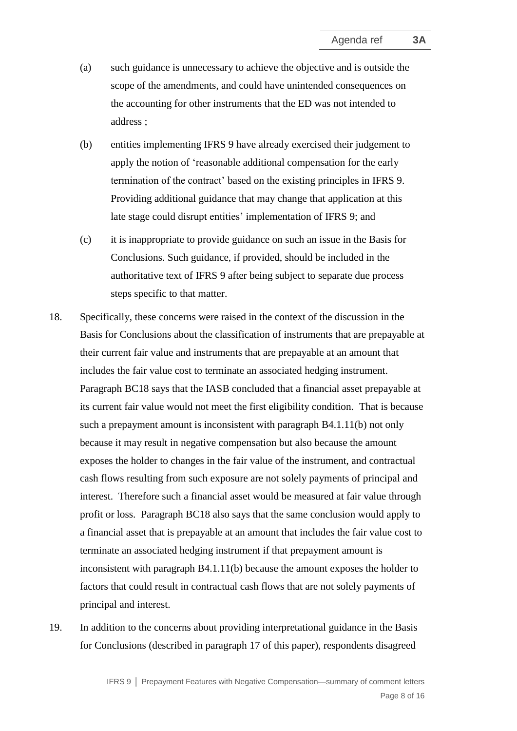(a) such guidance is unnecessary to achieve the objective and is outside the scope of the amendments, and could have unintended consequences on the accounting for other instruments that the ED was not intended to address ;

(b) entities implementing IFRS 9 have already exercised their judgement to apply the notion of 'reasonable additional compensation for the early termination of the contract' based on the existing principles in IFRS 9. Providing additional guidance that may change that application at this late stage could disrupt entities' implementation of IFRS 9; and

(c) it is inappropriate to provide guidance on such an issue in the Basis for Conclusions. Such guidance, if provided, should be included in the authoritative text of IFRS 9 after being subject to separate due process steps specific to that matter.

18. Specifically, these concerns were raised in the context of the discussion in the Basis for Conclusions about the classification of instruments that are prepayable at their current fair value and instruments that are prepayable at an amount that includes the fair value cost to terminate an associated hedging instrument. Paragraph BC18 says that the IASB concluded that a financial asset prepayable at its current fair value would not meet the first eligibility condition. That is because such a prepayment amount is inconsistent with paragraph B4.1.11(b) not only because it may result in negative compensation but also because the amount exposes the holder to changes in the fair value of the instrument, and contractual cash flows resulting from such exposure are not solely payments of principal and interest. Therefore such a financial asset would be measured at fair value through profit or loss. Paragraph BC18 also says that the same conclusion would apply to a financial asset that is prepayable at an amount that includes the fair value cost to terminate an associated hedging instrument if that prepayment amount is inconsistent with paragraph B4.1.11(b) because the amount exposes the holder to factors that could result in contractual cash flows that are not solely payments of principal and interest.

19. In addition to the concerns about providing interpretational guidance in the Basis for Conclusions (described in paragraph 17 of this paper), respondents disagreed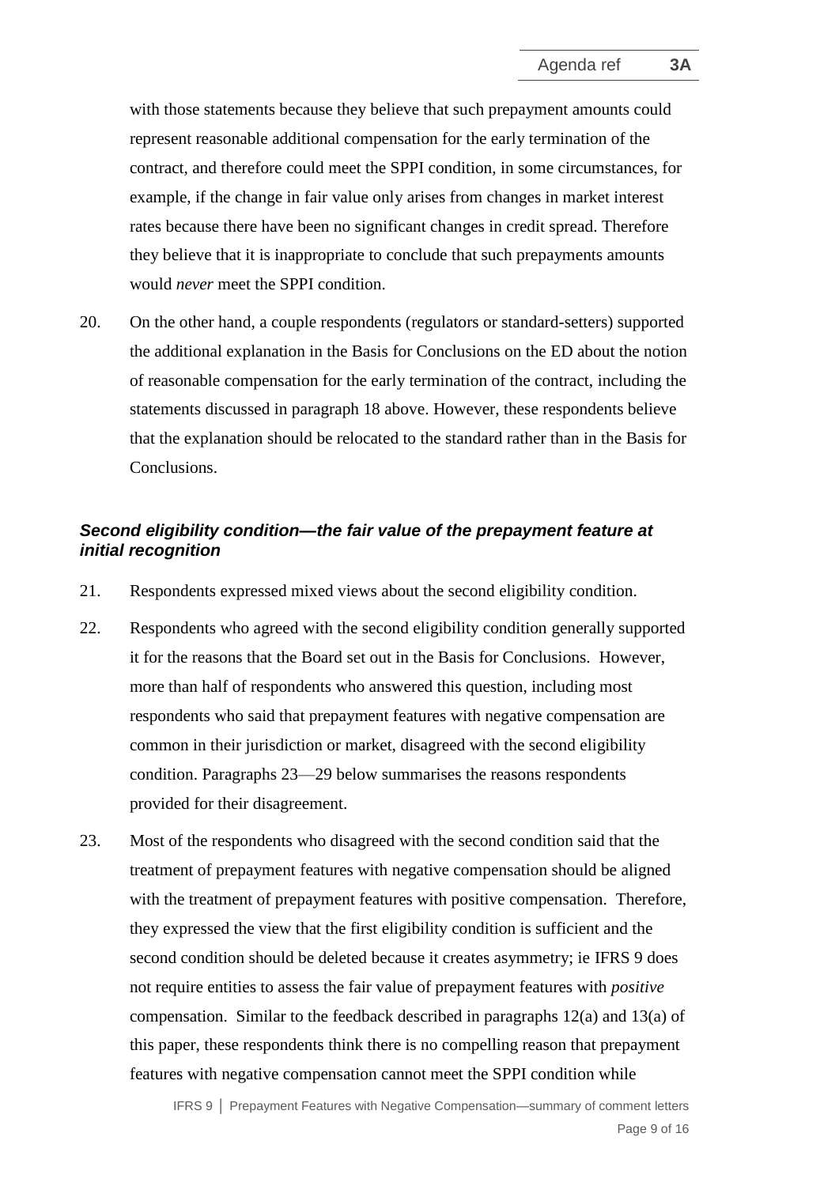with those statements because they believe that such prepayment amounts could represent reasonable additional compensation for the early termination of the contract, and therefore could meet the SPPI condition, in some circumstances, for example, if the change in fair value only arises from changes in market interest rates because there have been no significant changes in credit spread. Therefore they believe that it is inappropriate to conclude that such prepayments amounts would *never* meet the SPPI condition.

20. On the other hand, a couple respondents (regulators or standard-setters) supported the additional explanation in the Basis for Conclusions on the ED about the notion of reasonable compensation for the early termination of the contract, including the statements discussed in paragraph 18 above. However, these respondents believe that the explanation should be relocated to the standard rather than in the Basis for Conclusions.

### *Second eligibility condition—the fair value of the prepayment feature at initial recognition*

21. Respondents expressed mixed views about the second eligibility condition.

22. Respondents who agreed with the second eligibility condition generally supported it for the reasons that the Board set out in the Basis for Conclusions. However, more than half of respondents who answered this question, including most respondents who said that prepayment features with negative compensation are common in their jurisdiction or market, disagreed with the second eligibility condition. Paragraphs 23—29 below summarises the reasons respondents provided for their disagreement.

23. Most of the respondents who disagreed with the second condition said that the treatment of prepayment features with negative compensation should be aligned with the treatment of prepayment features with positive compensation. Therefore, they expressed the view that the first eligibility condition is sufficient and the second condition should be deleted because it creates asymmetry; ie IFRS 9 does not require entities to assess the fair value of prepayment features with *positive* compensation. Similar to the feedback described in paragraphs 12(a) and 13(a) of this paper, these respondents think there is no compelling reason that prepayment features with negative compensation cannot meet the SPPI condition while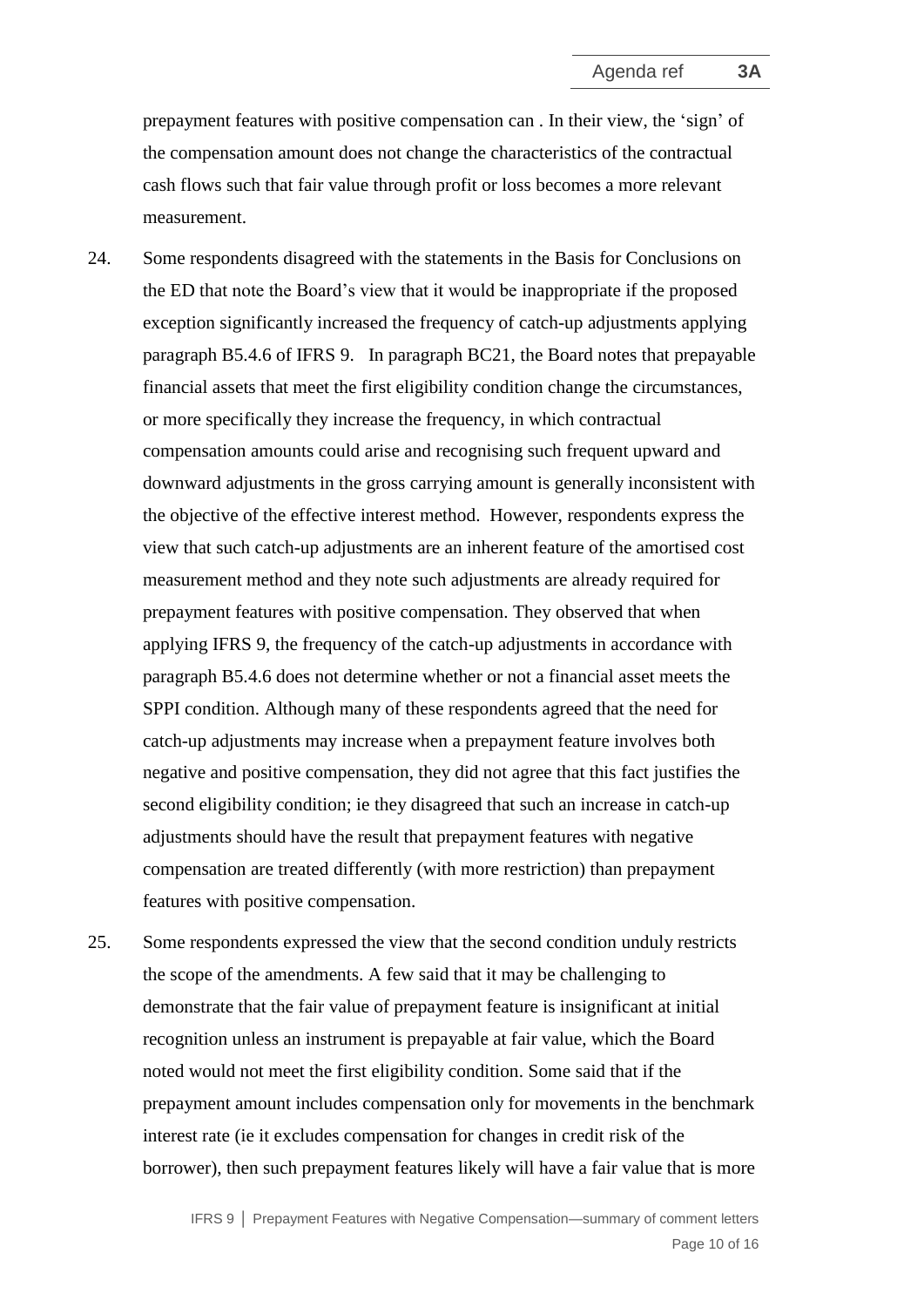prepayment features with positive compensation can . In their view, the 'sign' of the compensation amount does not change the characteristics of the contractual cash flows such that fair value through profit or loss becomes a more relevant measurement.

24. Some respondents disagreed with the statements in the Basis for Conclusions on the ED that note the Board's view that it would be inappropriate if the proposed exception significantly increased the frequency of catch-up adjustments applying paragraph B5.4.6 of IFRS 9. In paragraph BC21, the Board notes that prepayable financial assets that meet the first eligibility condition change the circumstances, or more specifically they increase the frequency, in which contractual compensation amounts could arise and recognising such frequent upward and downward adjustments in the gross carrying amount is generally inconsistent with the objective of the effective interest method. However, respondents express the view that such catch-up adjustments are an inherent feature of the amortised cost measurement method and they note such adjustments are already required for prepayment features with positive compensation. They observed that when applying IFRS 9, the frequency of the catch-up adjustments in accordance with paragraph B5.4.6 does not determine whether or not a financial asset meets the SPPI condition. Although many of these respondents agreed that the need for catch-up adjustments may increase when a prepayment feature involves both negative and positive compensation, they did not agree that this fact justifies the second eligibility condition; ie they disagreed that such an increase in catch-up adjustments should have the result that prepayment features with negative compensation are treated differently (with more restriction) than prepayment features with positive compensation.

25. Some respondents expressed the view that the second condition unduly restricts the scope of the amendments. A few said that it may be challenging to demonstrate that the fair value of prepayment feature is insignificant at initial recognition unless an instrument is prepayable at fair value, which the Board noted would not meet the first eligibility condition. Some said that if the prepayment amount includes compensation only for movements in the benchmark interest rate (ie it excludes compensation for changes in credit risk of the borrower), then such prepayment features likely will have a fair value that is more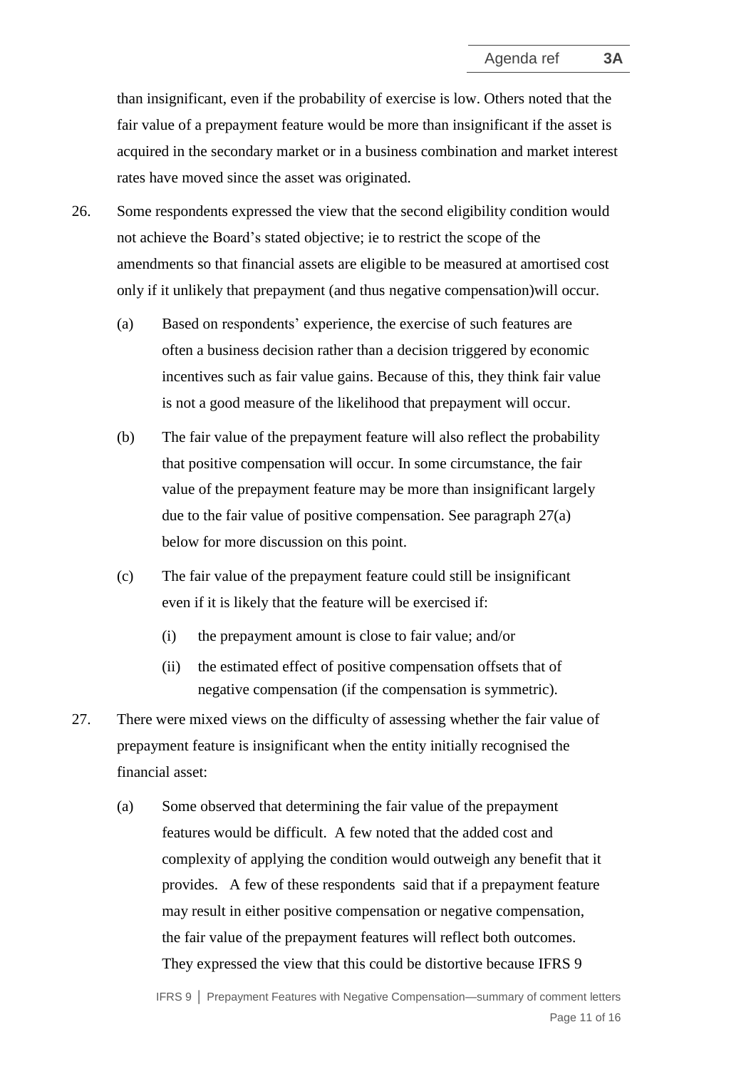than insignificant, even if the probability of exercise is low. Others noted that the fair value of a prepayment feature would be more than insignificant if the asset is acquired in the secondary market or in a business combination and market interest rates have moved since the asset was originated.

26. Some respondents expressed the view that the second eligibility condition would not achieve the Board's stated objective; ie to restrict the scope of the amendments so that financial assets are eligible to be measured at amortised cost only if it unlikely that prepayment (and thus negative compensation)will occur.

    (a) Based on respondents' experience, the exercise of such features are often a business decision rather than a decision triggered by economic incentives such as fair value gains. Because of this, they think fair value is not a good measure of the likelihood that prepayment will occur.

    (b) The fair value of the prepayment feature will also reflect the probability that positive compensation will occur. In some circumstance, the fair value of the prepayment feature may be more than insignificant largely due to the fair value of positive compensation. See paragraph 27(a) below for more discussion on this point.

    (c) The fair value of the prepayment feature could still be insignificant even if it is likely that the feature will be exercised if:

        (i) the prepayment amount is close to fair value; and/or

        (ii) the estimated effect of positive compensation offsets that of negative compensation (if the compensation is symmetric).

27. There were mixed views on the difficulty of assessing whether the fair value of prepayment feature is insignificant when the entity initially recognised the financial asset:

    (a) Some observed that determining the fair value of the prepayment features would be difficult. A few noted that the added cost and complexity of applying the condition would outweigh any benefit that it provides. A few of these respondents said that if a prepayment feature may result in either positive compensation or negative compensation, the fair value of the prepayment features will reflect both outcomes. They expressed the view that this could be distortive because IFRS 9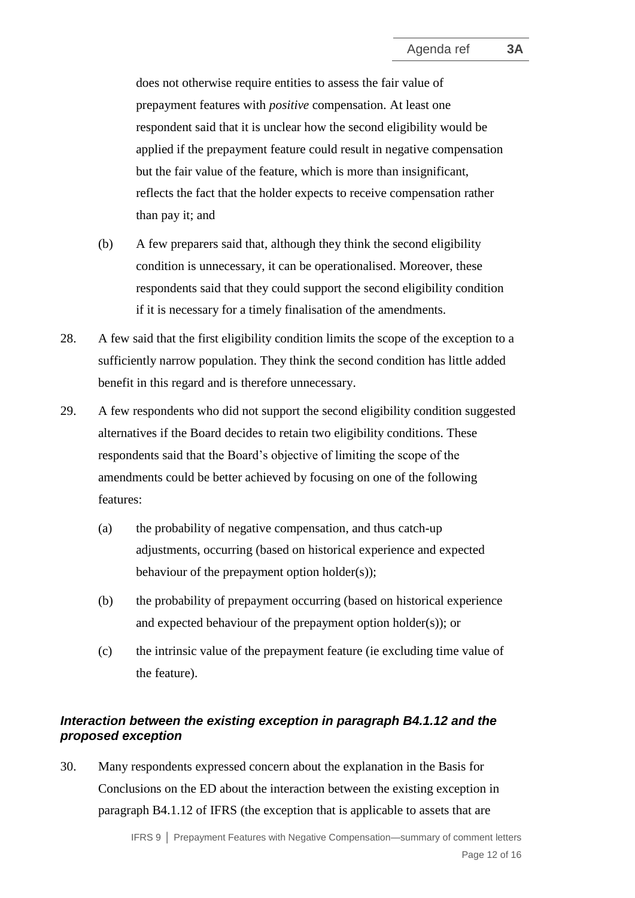does not otherwise require entities to assess the fair value of prepayment features with *positive* compensation. At least one respondent said that it is unclear how the second eligibility would be applied if the prepayment feature could result in negative compensation but the fair value of the feature, which is more than insignificant, reflects the fact that the holder expects to receive compensation rather than pay it; and

(b) A few preparers said that, although they think the second eligibility condition is unnecessary, it can be operationalised. Moreover, these respondents said that they could support the second eligibility condition if it is necessary for a timely finalisation of the amendments.

28. A few said that the first eligibility condition limits the scope of the exception to a sufficiently narrow population. They think the second condition has little added benefit in this regard and is therefore unnecessary.

29. A few respondents who did not support the second eligibility condition suggested alternatives if the Board decides to retain two eligibility conditions. These respondents said that the Board's objective of limiting the scope of the amendments could be better achieved by focusing on one of the following features:

(a) the probability of negative compensation, and thus catch-up adjustments, occurring (based on historical experience and expected behaviour of the prepayment option holder(s));

(b) the probability of prepayment occurring (based on historical experience and expected behaviour of the prepayment option holder(s)); or

(c) the intrinsic value of the prepayment feature (ie excluding time value of the feature).

### *Interaction between the existing exception in paragraph B4.1.12 and the proposed exception*

30. Many respondents expressed concern about the explanation in the Basis for Conclusions on the ED about the interaction between the existing exception in paragraph B4.1.12 of IFRS (the exception that is applicable to assets that are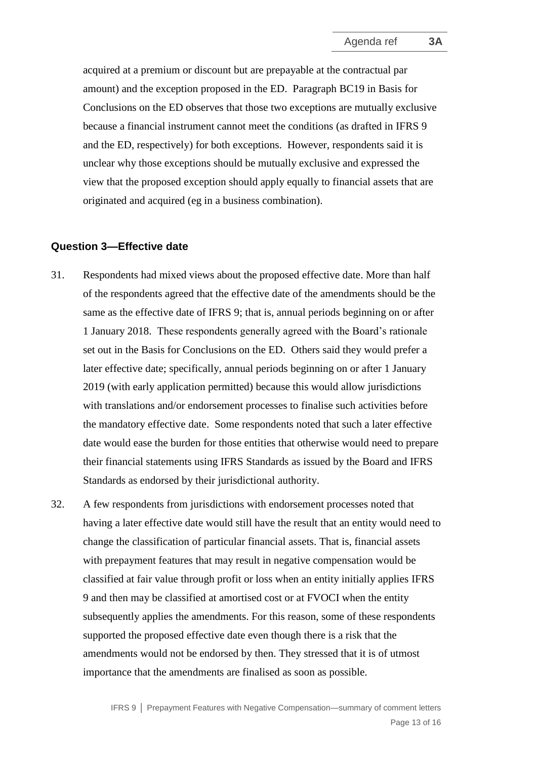acquired at a premium or discount but are prepayable at the contractual par amount) and the exception proposed in the ED. Paragraph BC19 in Basis for Conclusions on the ED observes that those two exceptions are mutually exclusive because a financial instrument cannot meet the conditions (as drafted in IFRS 9 and the ED, respectively) for both exceptions. However, respondents said it is unclear why those exceptions should be mutually exclusive and expressed the view that the proposed exception should apply equally to financial assets that are originated and acquired (eg in a business combination).

### Question 3—Effective date

31. Respondents had mixed views about the proposed effective date. More than half of the respondents agreed that the effective date of the amendments should be the same as the effective date of IFRS 9; that is, annual periods beginning on or after 1 January 2018. These respondents generally agreed with the Board's rationale set out in the Basis for Conclusions on the ED. Others said they would prefer a later effective date; specifically, annual periods beginning on or after 1 January 2019 (with early application permitted) because this would allow jurisdictions with translations and/or endorsement processes to finalise such activities before the mandatory effective date. Some respondents noted that such a later effective date would ease the burden for those entities that otherwise would need to prepare their financial statements using IFRS Standards as issued by the Board and IFRS Standards as endorsed by their jurisdictional authority.

32. A few respondents from jurisdictions with endorsement processes noted that having a later effective date would still have the result that an entity would need to change the classification of particular financial assets. That is, financial assets with prepayment features that may result in negative compensation would be classified at fair value through profit or loss when an entity initially applies IFRS 9 and then may be classified at amortised cost or at FVOCI when the entity subsequently applies the amendments. For this reason, some of these respondents supported the proposed effective date even though there is a risk that the amendments would not be endorsed by then. They stressed that it is of utmost importance that the amendments are finalised as soon as possible.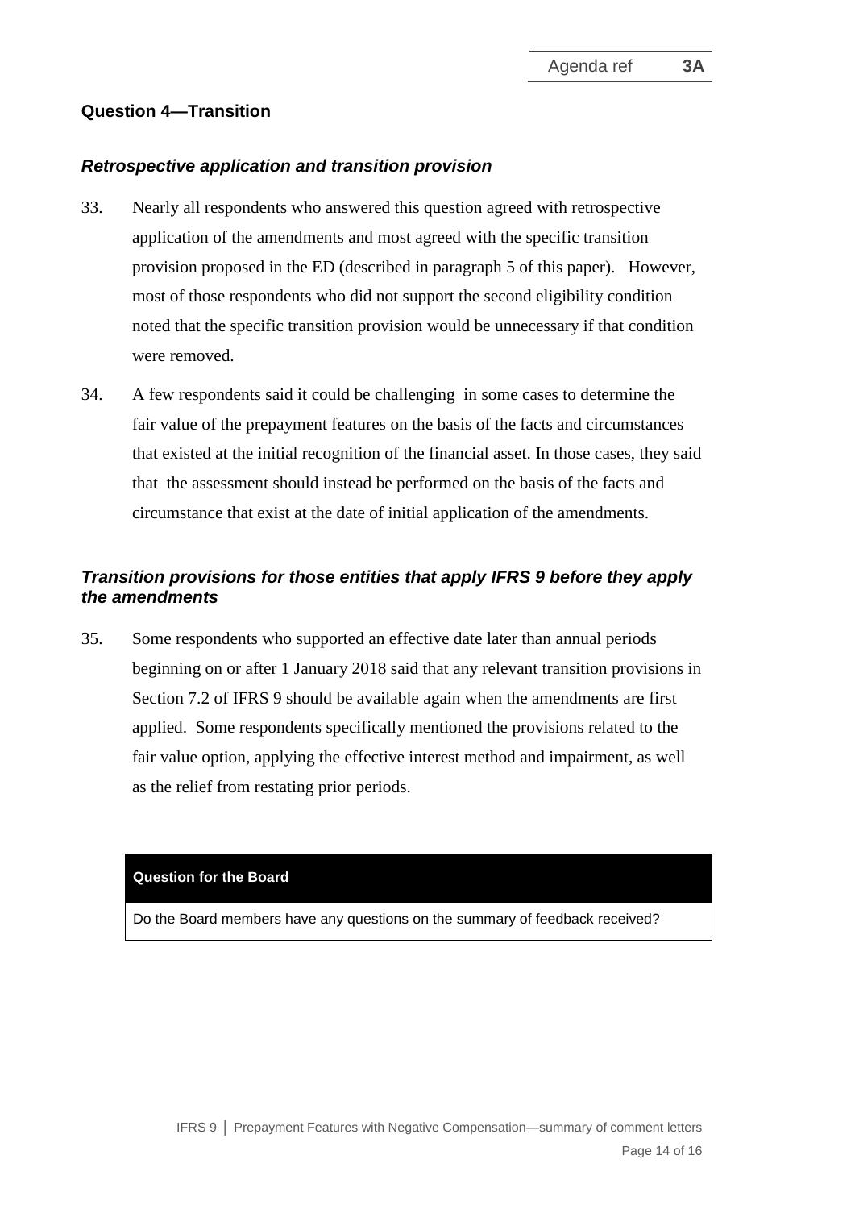### Question 4—Transition

#### *Retrospective application and transition provision*

33. Nearly all respondents who answered this question agreed with retrospective application of the amendments and most agreed with the specific transition provision proposed in the ED (described in paragraph 5 of this paper). However, most of those respondents who did not support the second eligibility condition noted that the specific transition provision would be unnecessary if that condition were removed.

34. A few respondents said it could be challenging in some cases to determine the fair value of the prepayment features on the basis of the facts and circumstances that existed at the initial recognition of the financial asset. In those cases, they said that the assessment should instead be performed on the basis of the facts and circumstance that exist at the date of initial application of the amendments.

#### *Transition provisions for those entities that apply IFRS 9 before they apply the amendments*

35. Some respondents who supported an effective date later than annual periods beginning on or after 1 January 2018 said that any relevant transition provisions in Section 7.2 of IFRS 9 should be available again when the amendments are first applied. Some respondents specifically mentioned the provisions related to the fair value option, applying the effective interest method and impairment, as well as the relief from restating prior periods.

| **Question for the Board** |
| --- |
| Do the Board members have any questions on the summary of feedback received? |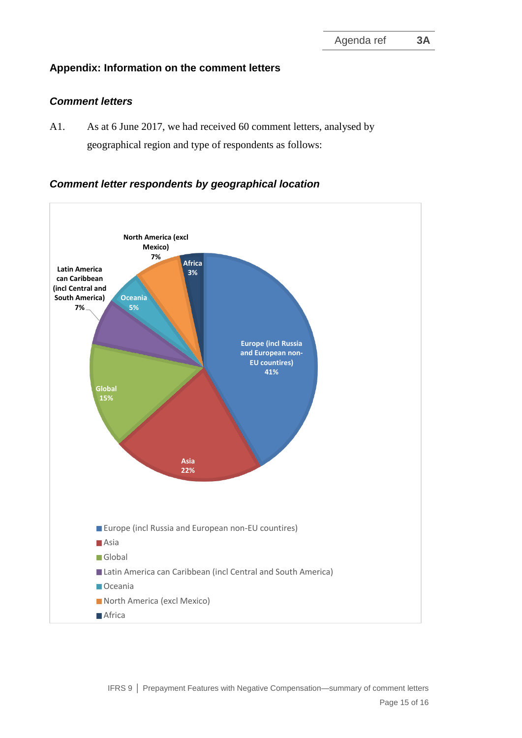## Appendix: Information on the comment letters

### *Comment letters*

A1. As at 6 June 2017, we had received 60 comment letters, analysed by geographical region and type of respondents as follows:

### *Comment letter respondents by geographical location*

| Region | Percentage |
|---|---|
| Europe (incl Russia and European non-EU countires) | 41% |
| Asia | 22% |
| Global | 15% |
| Latin America can Caribbean (incl Central and South America) | 7% |
| Oceania | 5% |
| North America (excl Mexico) | 7% |
| Africa | 3% |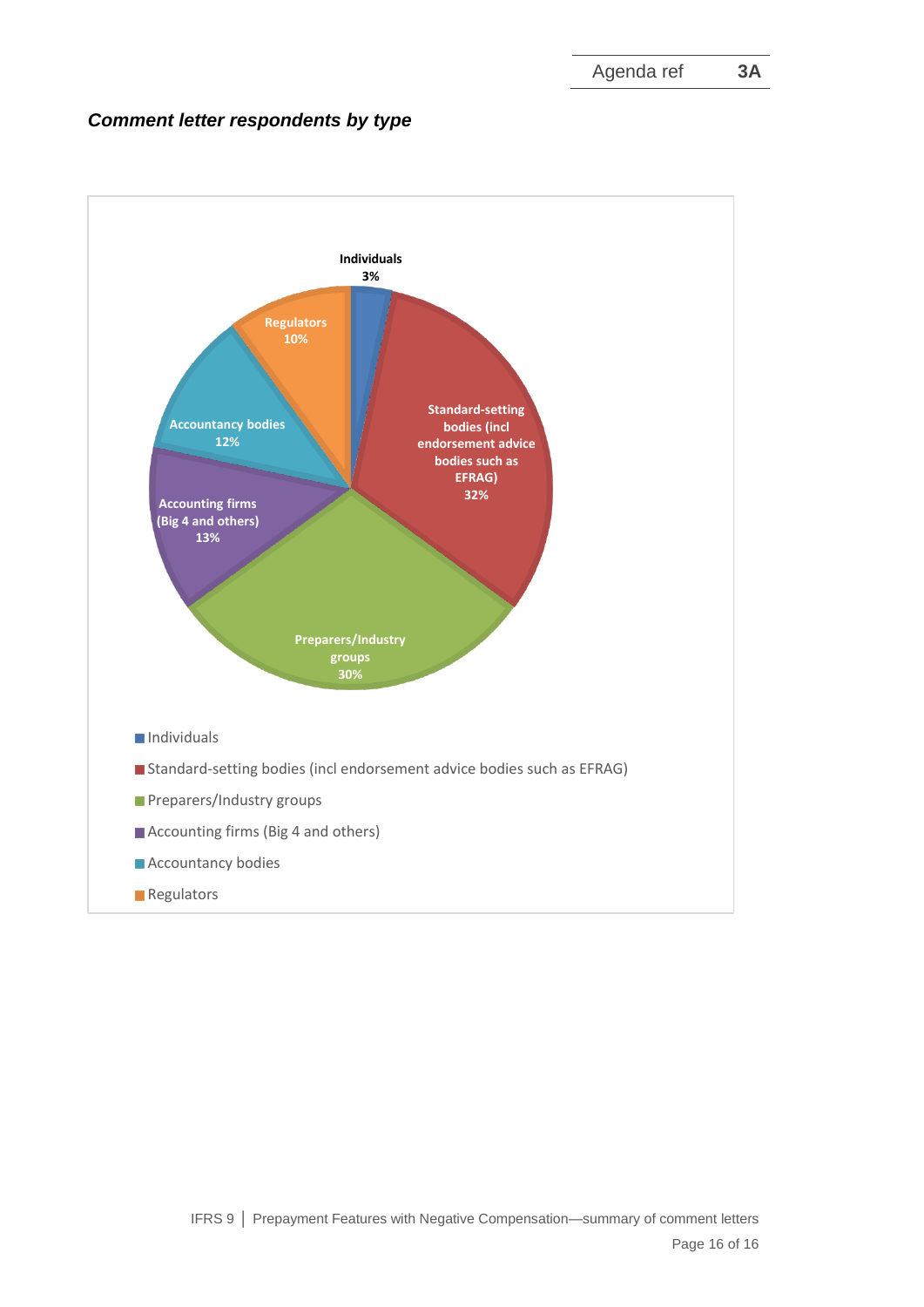***Comment letter respondents by type***

Individuals
3%

Standard-setting bodies (incl endorsement advice bodies such as EFRAG)
32%

Preparers/Industry groups
30%

Accounting firms (Big 4 and others)
13%

Accountancy bodies
12%

Regulators
10%

Individuals

Standard-setting bodies (incl endorsement advice bodies such as EFRAG)

Preparers/Industry groups

Accounting firms (Big 4 and others)

Accountancy bodies

Regulators